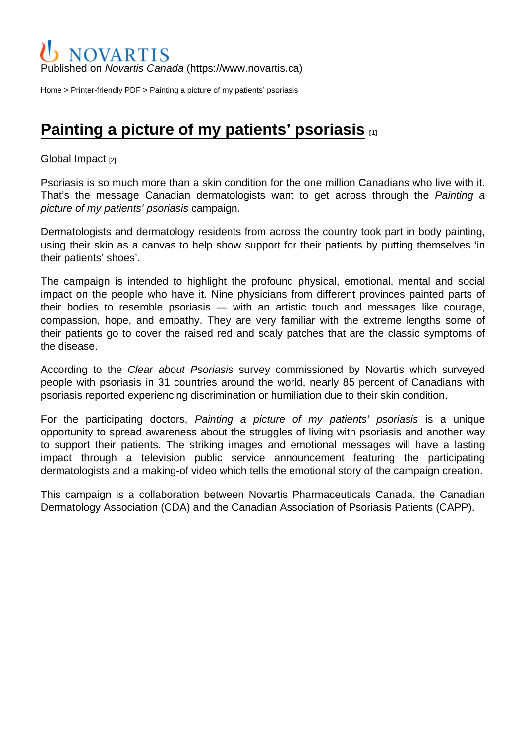Published on *Novartis Canada* (https://www.novartis.ca)

Home > Printer-friendly PDF > Painting a picture of my patients' psoriasis

# Painting a picture of my patients' psoriasis [1]

Global Impact [2]

Psoriasis is so much more than a skin condition for the one million Canadians who live with it. That's the message Canadian dermatologists want to get across through the *Painting a picture of my patients' psoriasis* campaign.

Dermatologists and dermatology residents from across the country took part in body painting, using their skin as a canvas to help show support for their patients by putting themselves 'in their patients' shoes'.

The campaign is intended to highlight the profound physical, emotional, mental and social impact on the people who have it. Nine physicians from different provinces painted parts of their bodies to resemble psoriasis — with an artistic touch and messages like courage, compassion, hope, and empathy. They are very familiar with the extreme lengths some of their patients go to cover the raised red and scaly patches that are the classic symptoms of the disease.

According to the *Clear about Psoriasis* survey commissioned by Novartis which surveyed people with psoriasis in 31 countries around the world, nearly 85 percent of Canadians with psoriasis reported experiencing discrimination or humiliation due to their skin condition.

For the participating doctors, *Painting a picture of my patients' psoriasis* is a unique opportunity to spread awareness about the struggles of living with psoriasis and another way to support their patients. The striking images and emotional messages will have a lasting impact through a television public service announcement featuring the participating dermatologists and a making-of video which tells the emotional story of the campaign creation.

This campaign is a collaboration between Novartis Pharmaceuticals Canada, the Canadian Dermatology Association (CDA) and the Canadian Association of Psoriasis Patients (CAPP).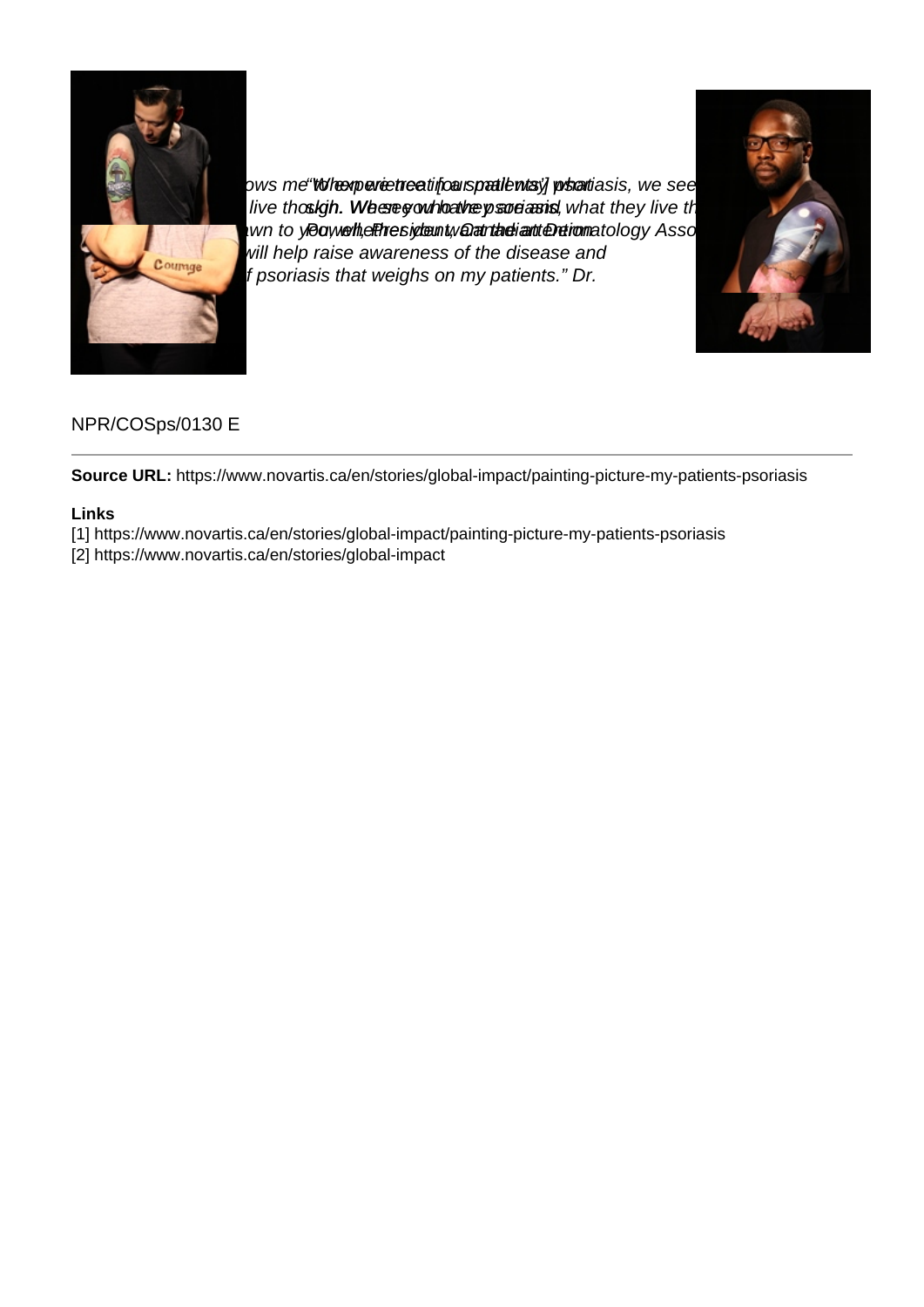ows me“When we treat [our patients] psoriasis, we see
live though skin. We see who they are and, what they live th
wn to you. Powell, President, Canadian Dermatology Asso
will help raise awareness of the disease and
f psoriasis that weighs on my patients.” Dr.

NPR/COSps/0130 E

---

**Source URL:** https://www.novartis.ca/en/stories/global-impact/painting-picture-my-patients-psoriasis

**Links**
[1] https://www.novartis.ca/en/stories/global-impact/painting-picture-my-patients-psoriasis
[2] https://www.novartis.ca/en/stories/global-impact